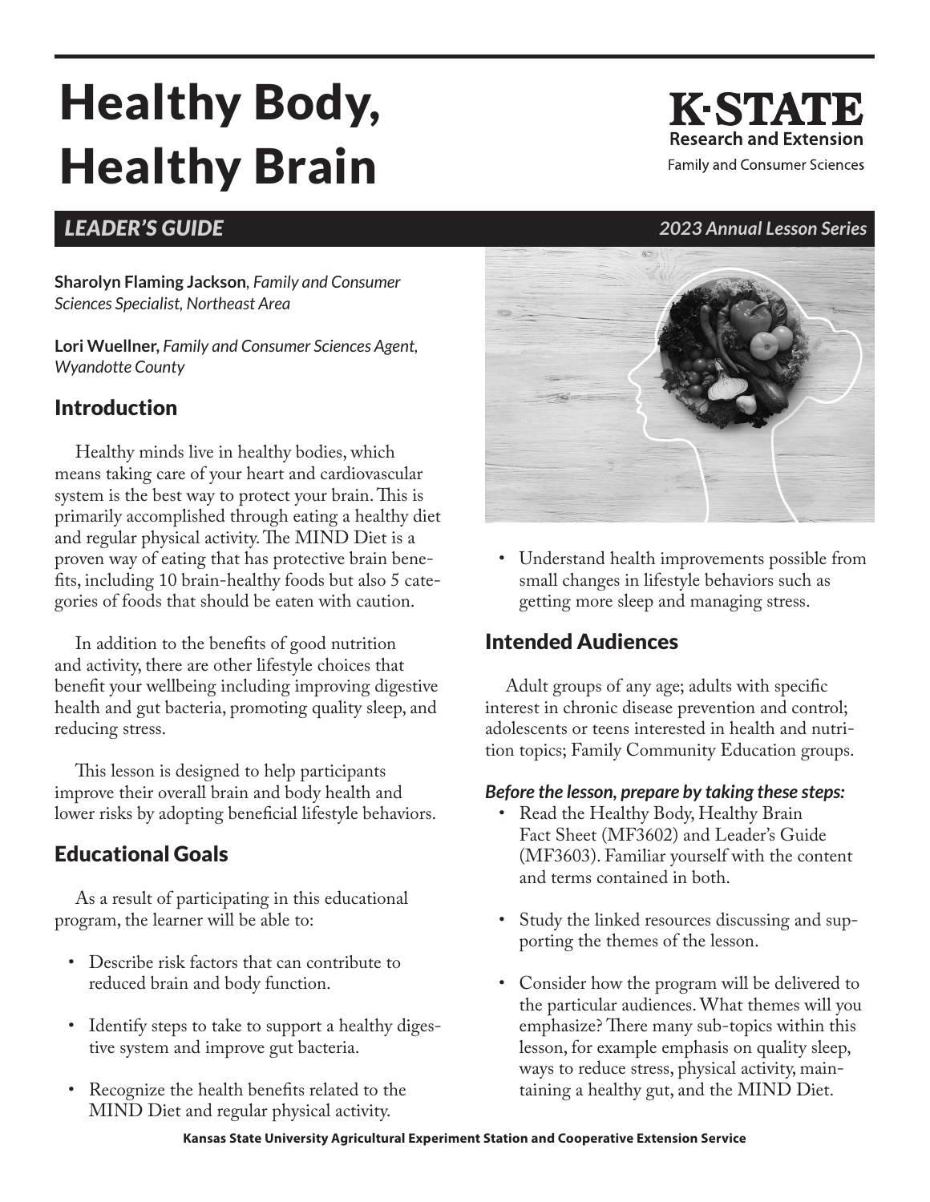# Healthy Body, Healthy Brain

K·STATE
Research and Extension
Family and Consumer Sciences

***LEADER'S GUIDE*** *2023 Annual Lesson Series*

**Sharolyn Flaming Jackson**, *Family and Consumer Sciences Specialist, Northeast Area*

**Lori Wuellner,** *Family and Consumer Sciences Agent, Wyandotte County*

## Introduction

Healthy minds live in healthy bodies, which means taking care of your heart and cardiovascular system is the best way to protect your brain. This is primarily accomplished through eating a healthy diet and regular physical activity. The MIND Diet is a proven way of eating that has protective brain benefits, including 10 brain-healthy foods but also 5 categories of foods that should be eaten with caution.

In addition to the benefits of good nutrition and activity, there are other lifestyle choices that benefit your wellbeing including improving digestive health and gut bacteria, promoting quality sleep, and reducing stress.

This lesson is designed to help participants improve their overall brain and body health and lower risks by adopting beneficial lifestyle behaviors.

## Educational Goals

As a result of participating in this educational program, the learner will be able to:

- Describe risk factors that can contribute to reduced brain and body function.
- Identify steps to take to support a healthy digestive system and improve gut bacteria.
- Recognize the health benefits related to the MIND Diet and regular physical activity.
- Understand health improvements possible from small changes in lifestyle behaviors such as getting more sleep and managing stress.

## Intended Audiences

Adult groups of any age; adults with specific interest in chronic disease prevention and control; adolescents or teens interested in health and nutrition topics; Family Community Education groups.

***Before the lesson, prepare by taking these steps:***

- Read the Healthy Body, Healthy Brain Fact Sheet (MF3602) and Leader's Guide (MF3603). Familiar yourself with the content and terms contained in both.
- Study the linked resources discussing and supporting the themes of the lesson.
- Consider how the program will be delivered to the particular audiences. What themes will you emphasize? There many sub-topics within this lesson, for example emphasis on quality sleep, ways to reduce stress, physical activity, maintaining a healthy gut, and the MIND Diet.

**Kansas State University Agricultural Experiment Station and Cooperative Extension Service**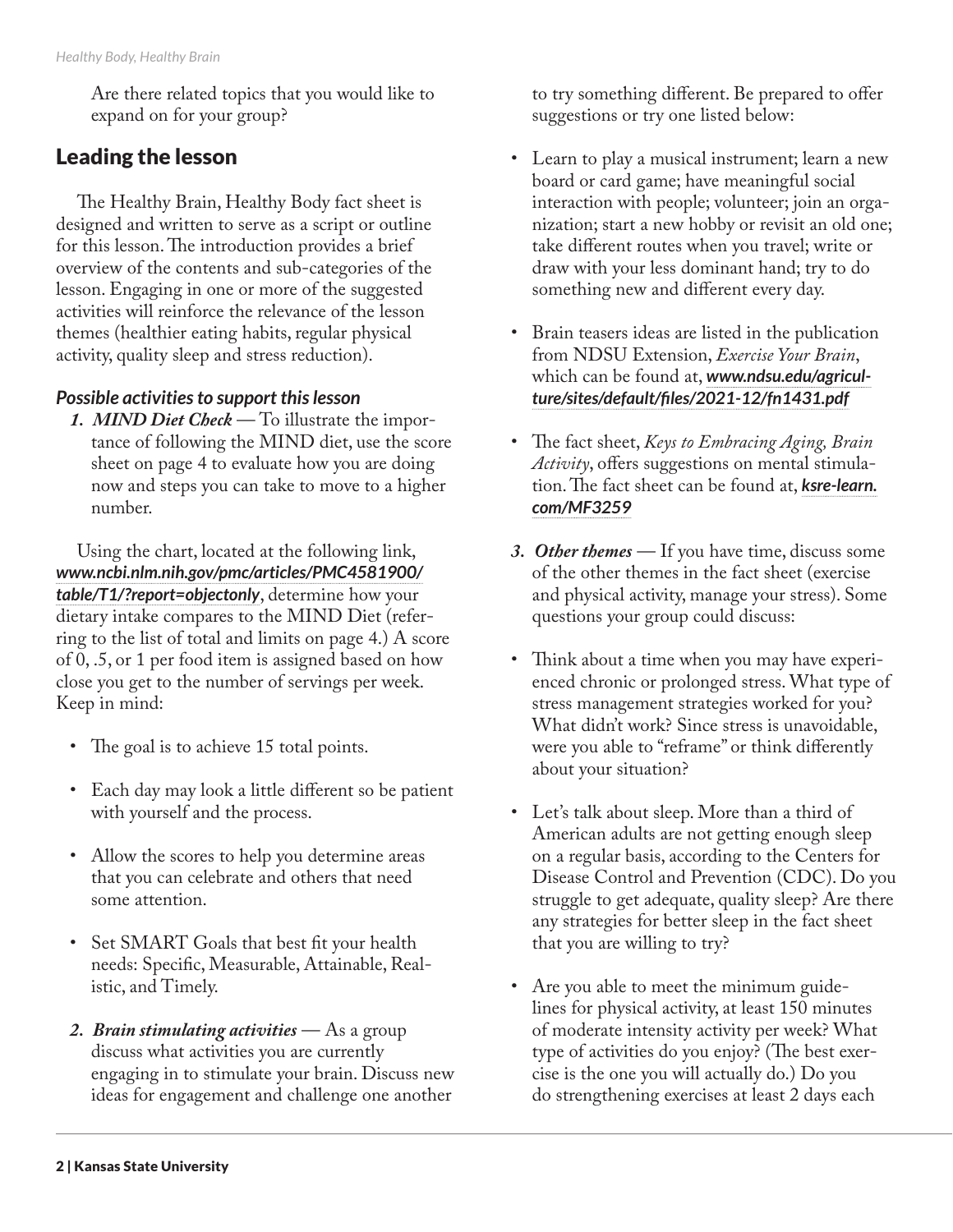Are there related topics that you would like to expand on for your group?

## Leading the lesson

The Healthy Brain, Healthy Body fact sheet is designed and written to serve as a script or outline for this lesson. The introduction provides a brief overview of the contents and sub-categories of the lesson. Engaging in one or more of the suggested activities will reinforce the relevance of the lesson themes (healthier eating habits, regular physical activity, quality sleep and stress reduction).

### *Possible activities to support this lesson*

1. ***MIND Diet Check*** — To illustrate the importance of following the MIND diet, use the score sheet on page 4 to evaluate how you are doing now and steps you can take to move to a higher number.

Using the chart, located at the following link, ***www.ncbi.nlm.nih.gov/pmc/articles/PMC4581900/table/T1/?report=objectonly***, determine how your dietary intake compares to the MIND Diet (referring to the list of total and limits on page 4.) A score of 0, .5, or 1 per food item is assigned based on how close you get to the number of servings per week. Keep in mind:

- The goal is to achieve 15 total points.
- Each day may look a little different so be patient with yourself and the process.
- Allow the scores to help you determine areas that you can celebrate and others that need some attention.
- Set SMART Goals that best fit your health needs: Specific, Measurable, Attainable, Realistic, and Timely.

2. ***Brain stimulating activities*** — As a group discuss what activities you are currently engaging in to stimulate your brain. Discuss new ideas for engagement and challenge one another to try something different. Be prepared to offer suggestions or try one listed below:

- Learn to play a musical instrument; learn a new board or card game; have meaningful social interaction with people; volunteer; join an organization; start a new hobby or revisit an old one; take different routes when you travel; write or draw with your less dominant hand; try to do something new and different every day.
- Brain teasers ideas are listed in the publication from NDSU Extension, *Exercise Your Brain*, which can be found at, ***www.ndsu.edu/agriculture/sites/default/files/2021-12/fn1431.pdf***
- The fact sheet, *Keys to Embracing Aging, Brain Activity*, offers suggestions on mental stimulation. The fact sheet can be found at, ***ksre-learn.com/MF3259***

3. ***Other themes*** — If you have time, discuss some of the other themes in the fact sheet (exercise and physical activity, manage your stress). Some questions your group could discuss:

- Think about a time when you may have experienced chronic or prolonged stress. What type of stress management strategies worked for you? What didn't work? Since stress is unavoidable, were you able to "reframe" or think differently about your situation?
- Let's talk about sleep. More than a third of American adults are not getting enough sleep on a regular basis, according to the Centers for Disease Control and Prevention (CDC). Do you struggle to get adequate, quality sleep? Are there any strategies for better sleep in the fact sheet that you are willing to try?
- Are you able to meet the minimum guidelines for physical activity, at least 150 minutes of moderate intensity activity per week? What type of activities do you enjoy? (The best exercise is the one you will actually do.) Do you do strengthening exercises at least 2 days each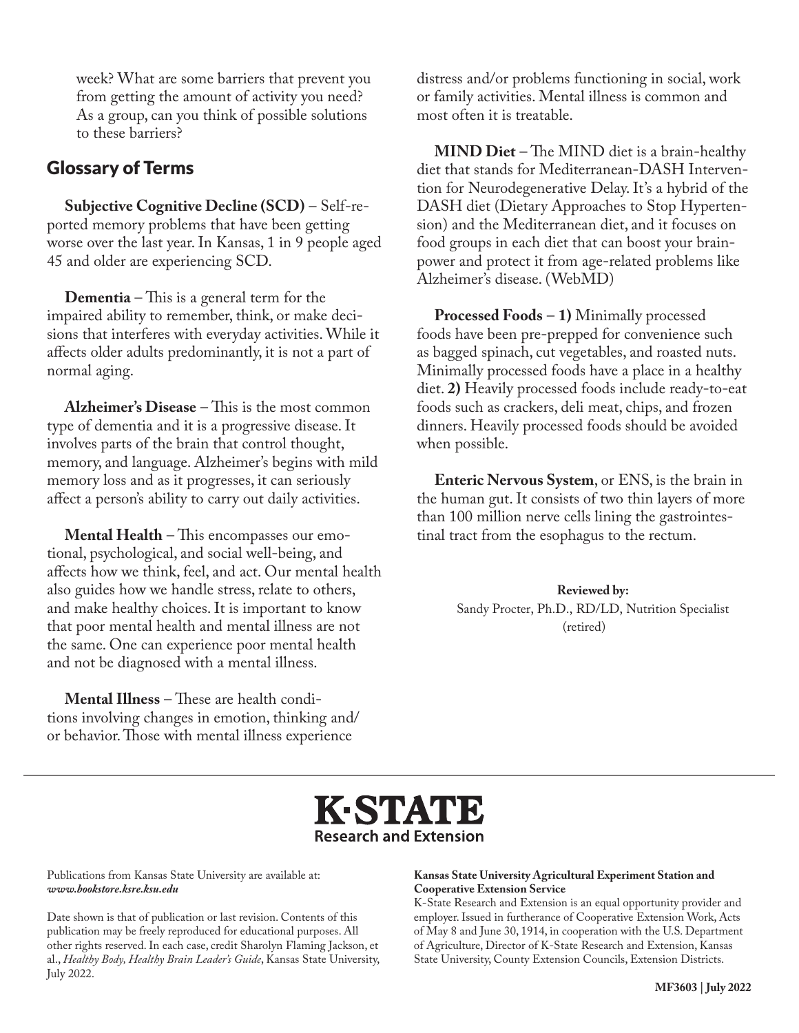week? What are some barriers that prevent you from getting the amount of activity you need? As a group, can you think of possible solutions to these barriers?

## Glossary of Terms

**Subjective Cognitive Decline (SCD)** – Self-reported memory problems that have been getting worse over the last year. In Kansas, 1 in 9 people aged 45 and older are experiencing SCD.

**Dementia** – This is a general term for the impaired ability to remember, think, or make decisions that interferes with everyday activities. While it affects older adults predominantly, it is not a part of normal aging.

**Alzheimer's Disease** – This is the most common type of dementia and it is a progressive disease. It involves parts of the brain that control thought, memory, and language. Alzheimer's begins with mild memory loss and as it progresses, it can seriously affect a person's ability to carry out daily activities.

**Mental Health** – This encompasses our emotional, psychological, and social well-being, and affects how we think, feel, and act. Our mental health also guides how we handle stress, relate to others, and make healthy choices. It is important to know that poor mental health and mental illness are not the same. One can experience poor mental health and not be diagnosed with a mental illness.

**Mental Illness** – These are health conditions involving changes in emotion, thinking and/or behavior. Those with mental illness experience distress and/or problems functioning in social, work or family activities. Mental illness is common and most often it is treatable.

**MIND Diet** – The MIND diet is a brain-healthy diet that stands for Mediterranean-DASH Intervention for Neurodegenerative Delay. It's a hybrid of the DASH diet (Dietary Approaches to Stop Hypertension) and the Mediterranean diet, and it focuses on food groups in each diet that can boost your brainpower and protect it from age-related problems like Alzheimer's disease. (WebMD)

**Processed Foods** – **1)** Minimally processed foods have been pre-prepped for convenience such as bagged spinach, cut vegetables, and roasted nuts. Minimally processed foods have a place in a healthy diet. **2)** Heavily processed foods include ready-to-eat foods such as crackers, deli meat, chips, and frozen dinners. Heavily processed foods should be avoided when possible.

**Enteric Nervous System**, or ENS, is the brain in the human gut. It consists of two thin layers of more than 100 million nerve cells lining the gastrointestinal tract from the esophagus to the rectum.

**Reviewed by:**
Sandy Procter, Ph.D., RD/LD, Nutrition Specialist (retired)

**K·STATE**
**Research and Extension**

Publications from Kansas State University are available at: ***www.bookstore.ksre.ksu.edu***

Date shown is that of publication or last revision. Contents of this publication may be freely reproduced for educational purposes. All other rights reserved. In each case, credit Sharolyn Flaming Jackson, et al., *Healthy Body, Healthy Brain Leader's Guide*, Kansas State University, July 2022.

**Kansas State University Agricultural Experiment Station and Cooperative Extension Service**
K-State Research and Extension is an equal opportunity provider and employer. Issued in furtherance of Cooperative Extension Work, Acts of May 8 and June 30, 1914, in cooperation with the U.S. Department of Agriculture, Director of K-State Research and Extension, Kansas State University, County Extension Councils, Extension Districts.

**MF3603 | July 2022**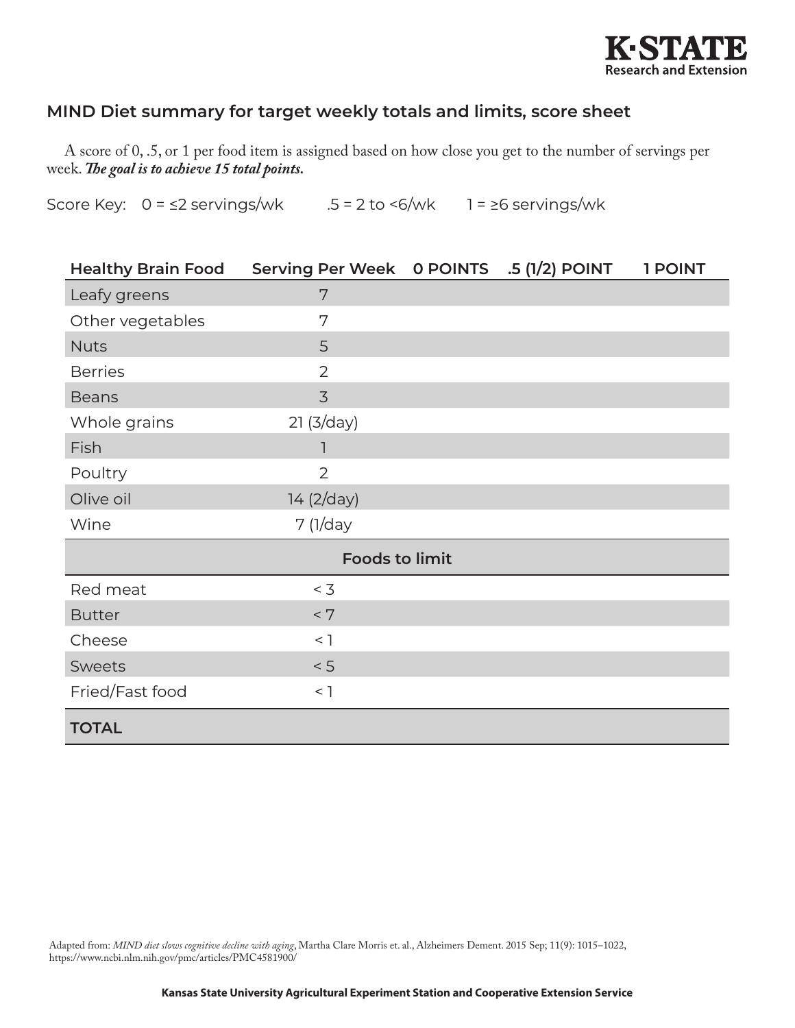## MIND Diet summary for target weekly totals and limits, score sheet

A score of 0, .5, or 1 per food item is assigned based on how close you get to the number of servings per week. ***The goal is to achieve 15 total points.***

Score Key: 0 = ≤2 servings/wk .5 = 2 to <6/wk 1 = ≥6 servings/wk

| Healthy Brain Food | Serving Per Week | 0 POINTS | .5 (1/2) POINT | 1 POINT |
|---|---|---|---|---|
| Leafy greens | 7 | | | |
| Other vegetables | 7 | | | |
| Nuts | 5 | | | |
| Berries | 2 | | | |
| Beans | 3 | | | |
| Whole grains | 21 (3/day) | | | |
| Fish | 1 | | | |
| Poultry | 2 | | | |
| Olive oil | 14 (2/day) | | | |
| Wine | 7 (1/day | | | |
| **Foods to limit** | | | | |
| Red meat | < 3 | | | |
| Butter | < 7 | | | |
| Cheese | < 1 | | | |
| Sweets | < 5 | | | |
| Fried/Fast food | < 1 | | | |
| **TOTAL** | | | | |

Adapted from: *MIND diet slows cognitive decline with aging*, Martha Clare Morris et. al., Alzheimers Dement. 2015 Sep; 11(9): 1015–1022, https://www.ncbi.nlm.nih.gov/pmc/articles/PMC4581900/